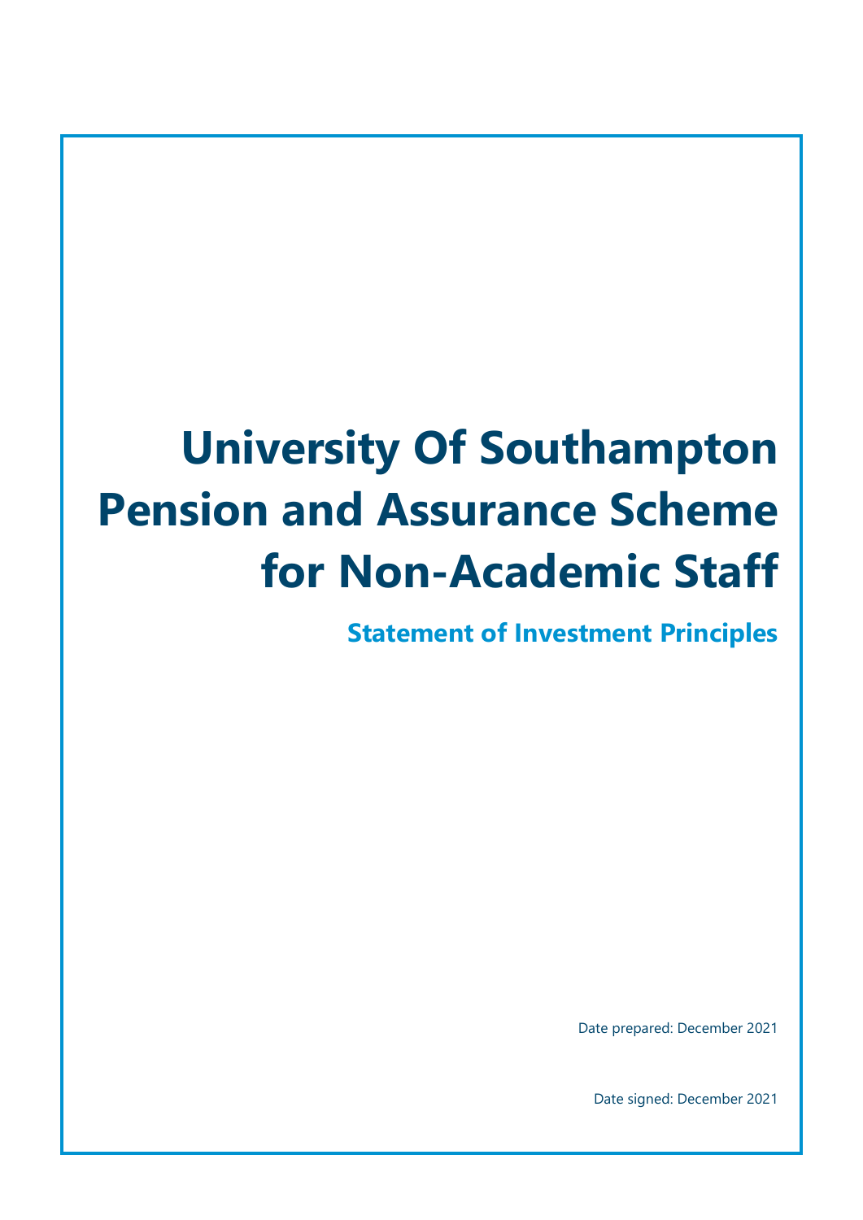# University Of Southampton Pension and Assurance Scheme for Non-Academic Staff

## Statement of Investment Principles

Date prepared: December 2021

Date signed: December 2021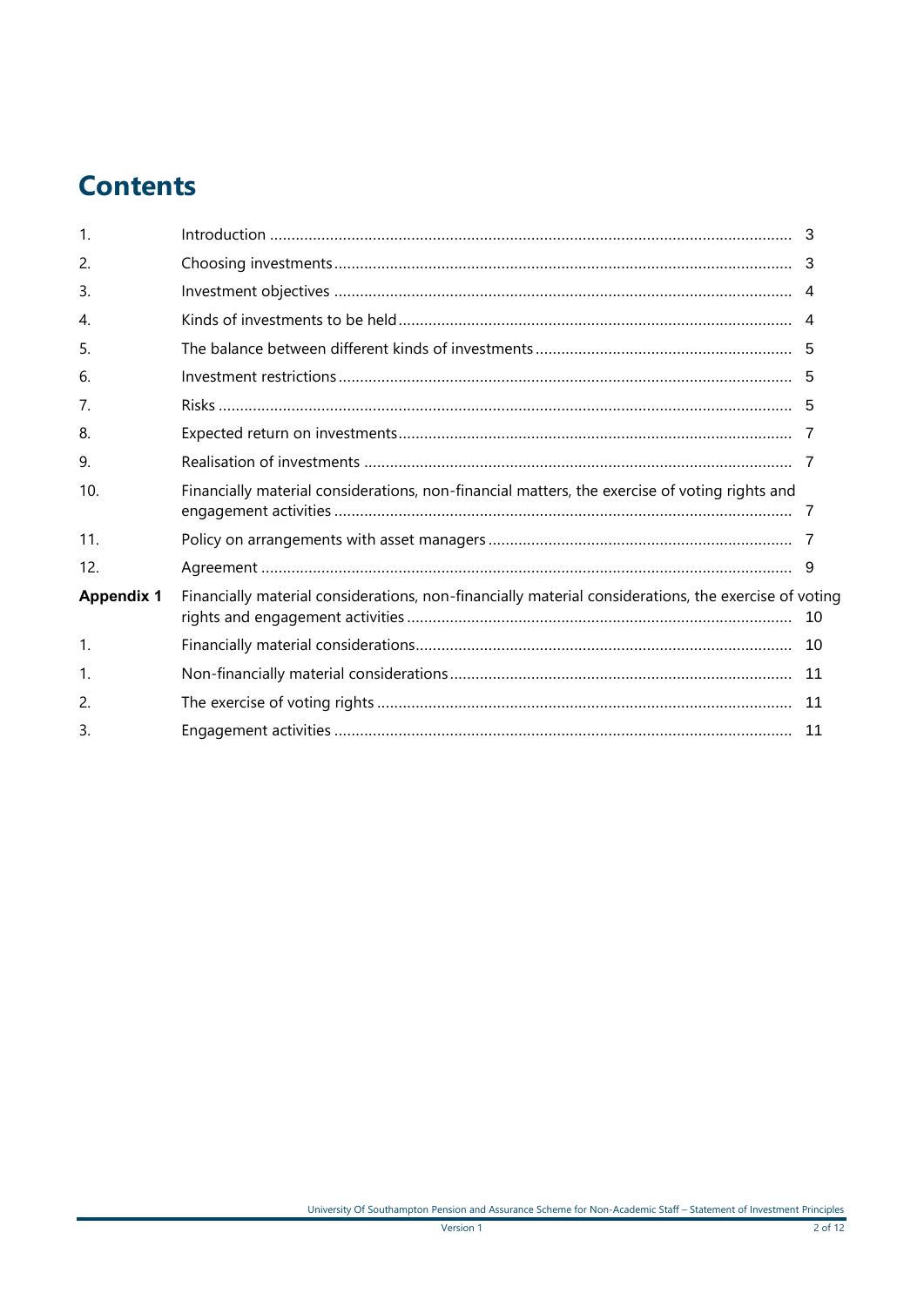# Contents

| | | |
|---|---|---|
| 1. | Introduction | 3 |
| 2. | Choosing investments | 3 |
| 3. | Investment objectives | 4 |
| 4. | Kinds of investments to be held | 4 |
| 5. | The balance between different kinds of investments | 5 |
| 6. | Investment restrictions | 5 |
| 7. | Risks | 5 |
| 8. | Expected return on investments | 7 |
| 9. | Realisation of investments | 7 |
| 10. | Financially material considerations, non-financial matters, the exercise of voting rights and engagement activities | 7 |
| 11. | Policy on arrangements with asset managers | 7 |
| 12. | Agreement | 9 |
| **Appendix 1** | Financially material considerations, non-financially material considerations, the exercise of voting rights and engagement activities | 10 |
| 1. | Financially material considerations | 10 |
| 1. | Non-financially material considerations | 11 |
| 2. | The exercise of voting rights | 11 |
| 3. | Engagement activities | 11 |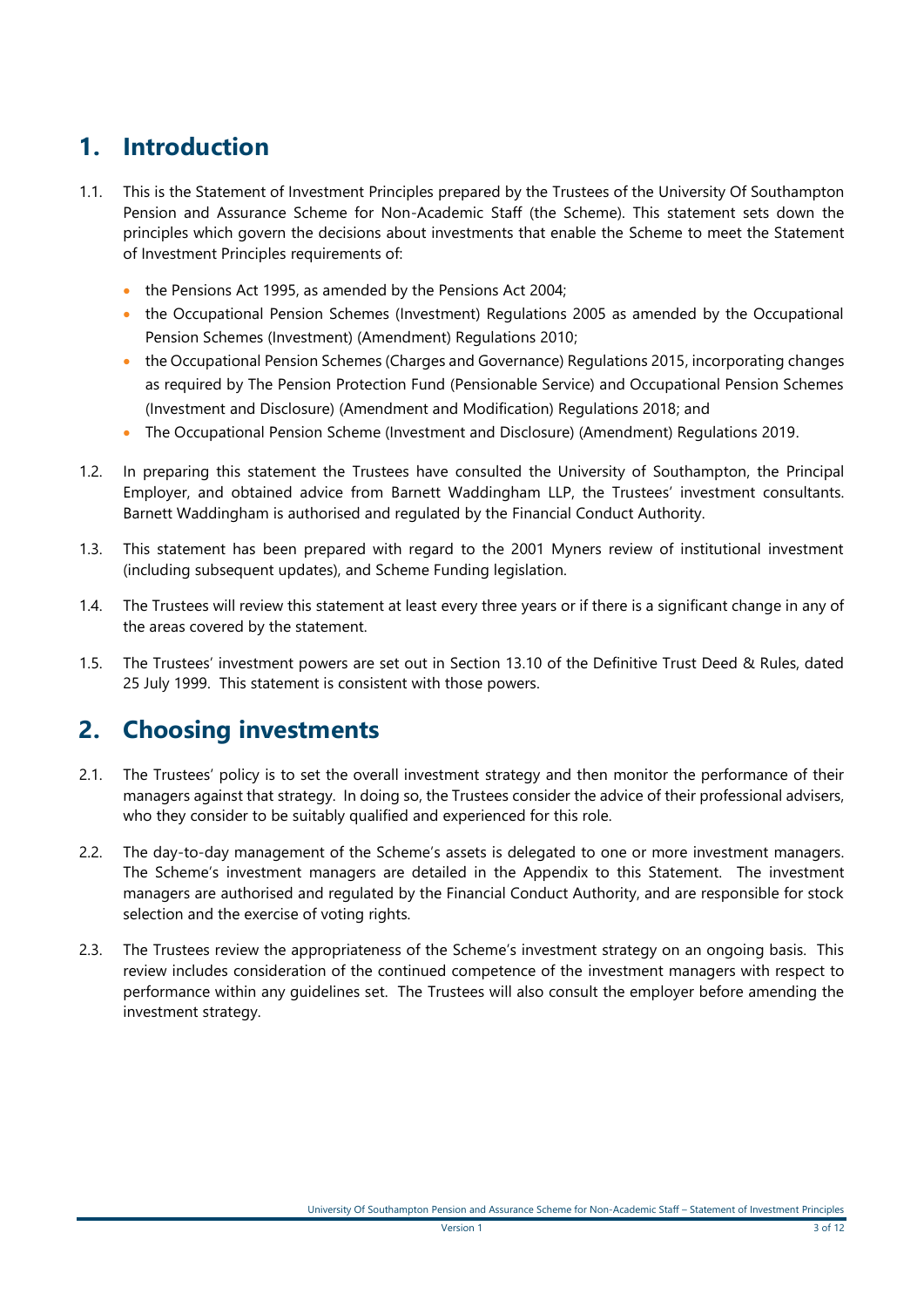# 1. Introduction

1.1. This is the Statement of Investment Principles prepared by the Trustees of the University Of Southampton Pension and Assurance Scheme for Non-Academic Staff (the Scheme). This statement sets down the principles which govern the decisions about investments that enable the Scheme to meet the Statement of Investment Principles requirements of:

- the Pensions Act 1995, as amended by the Pensions Act 2004;
- the Occupational Pension Schemes (Investment) Regulations 2005 as amended by the Occupational Pension Schemes (Investment) (Amendment) Regulations 2010;
- the Occupational Pension Schemes (Charges and Governance) Regulations 2015, incorporating changes as required by The Pension Protection Fund (Pensionable Service) and Occupational Pension Schemes (Investment and Disclosure) (Amendment and Modification) Regulations 2018; and
- The Occupational Pension Scheme (Investment and Disclosure) (Amendment) Regulations 2019.

1.2. In preparing this statement the Trustees have consulted the University of Southampton, the Principal Employer, and obtained advice from Barnett Waddingham LLP, the Trustees' investment consultants. Barnett Waddingham is authorised and regulated by the Financial Conduct Authority.

1.3. This statement has been prepared with regard to the 2001 Myners review of institutional investment (including subsequent updates), and Scheme Funding legislation.

1.4. The Trustees will review this statement at least every three years or if there is a significant change in any of the areas covered by the statement.

1.5. The Trustees' investment powers are set out in Section 13.10 of the Definitive Trust Deed & Rules, dated 25 July 1999. This statement is consistent with those powers.

# 2. Choosing investments

2.1. The Trustees' policy is to set the overall investment strategy and then monitor the performance of their managers against that strategy. In doing so, the Trustees consider the advice of their professional advisers, who they consider to be suitably qualified and experienced for this role.

2.2. The day-to-day management of the Scheme's assets is delegated to one or more investment managers. The Scheme's investment managers are detailed in the Appendix to this Statement. The investment managers are authorised and regulated by the Financial Conduct Authority, and are responsible for stock selection and the exercise of voting rights.

2.3. The Trustees review the appropriateness of the Scheme's investment strategy on an ongoing basis. This review includes consideration of the continued competence of the investment managers with respect to performance within any guidelines set. The Trustees will also consult the employer before amending the investment strategy.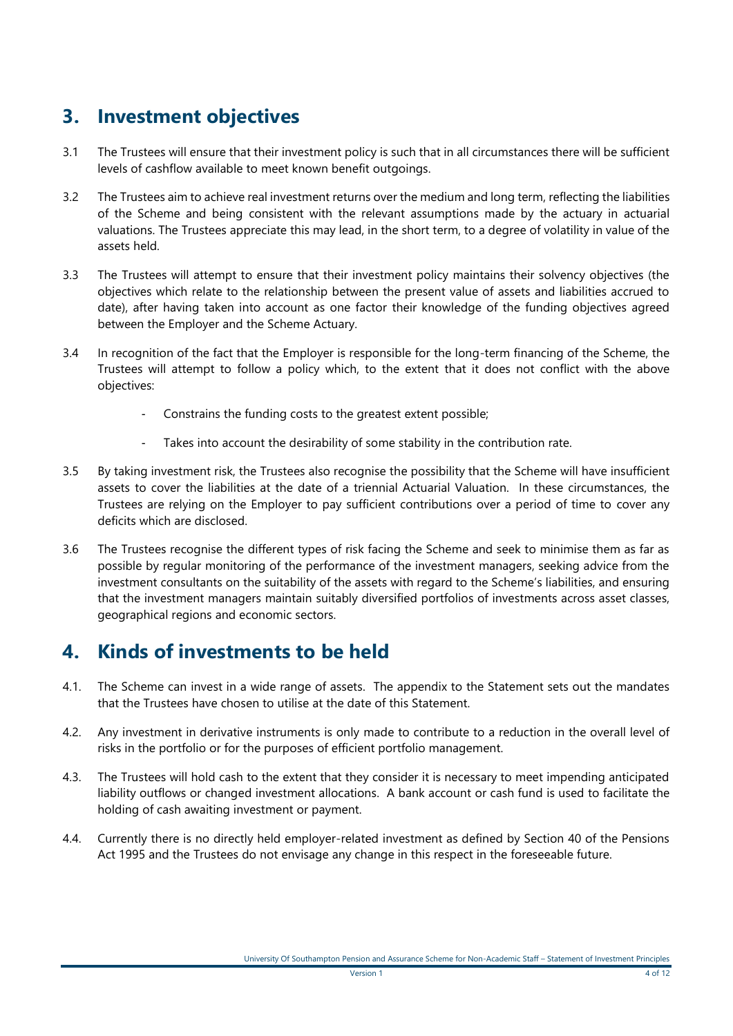## 3. Investment objectives

3.1 The Trustees will ensure that their investment policy is such that in all circumstances there will be sufficient levels of cashflow available to meet known benefit outgoings.

3.2 The Trustees aim to achieve real investment returns over the medium and long term, reflecting the liabilities of the Scheme and being consistent with the relevant assumptions made by the actuary in actuarial valuations. The Trustees appreciate this may lead, in the short term, to a degree of volatility in value of the assets held.

3.3 The Trustees will attempt to ensure that their investment policy maintains their solvency objectives (the objectives which relate to the relationship between the present value of assets and liabilities accrued to date), after having taken into account as one factor their knowledge of the funding objectives agreed between the Employer and the Scheme Actuary.

3.4 In recognition of the fact that the Employer is responsible for the long-term financing of the Scheme, the Trustees will attempt to follow a policy which, to the extent that it does not conflict with the above objectives:

- Constrains the funding costs to the greatest extent possible;
- Takes into account the desirability of some stability in the contribution rate.

3.5 By taking investment risk, the Trustees also recognise the possibility that the Scheme will have insufficient assets to cover the liabilities at the date of a triennial Actuarial Valuation. In these circumstances, the Trustees are relying on the Employer to pay sufficient contributions over a period of time to cover any deficits which are disclosed.

3.6 The Trustees recognise the different types of risk facing the Scheme and seek to minimise them as far as possible by regular monitoring of the performance of the investment managers, seeking advice from the investment consultants on the suitability of the assets with regard to the Scheme's liabilities, and ensuring that the investment managers maintain suitably diversified portfolios of investments across asset classes, geographical regions and economic sectors.

## 4. Kinds of investments to be held

4.1. The Scheme can invest in a wide range of assets. The appendix to the Statement sets out the mandates that the Trustees have chosen to utilise at the date of this Statement.

4.2. Any investment in derivative instruments is only made to contribute to a reduction in the overall level of risks in the portfolio or for the purposes of efficient portfolio management.

4.3. The Trustees will hold cash to the extent that they consider it is necessary to meet impending anticipated liability outflows or changed investment allocations. A bank account or cash fund is used to facilitate the holding of cash awaiting investment or payment.

4.4. Currently there is no directly held employer-related investment as defined by Section 40 of the Pensions Act 1995 and the Trustees do not envisage any change in this respect in the foreseeable future.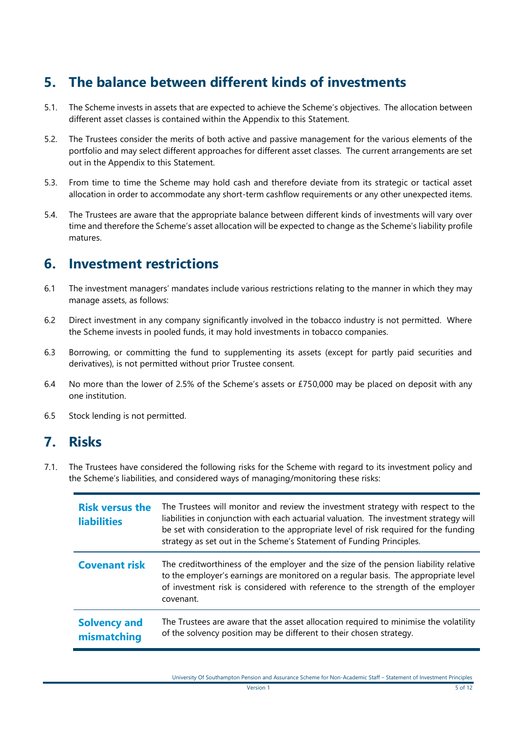## 5. The balance between different kinds of investments

5.1. The Scheme invests in assets that are expected to achieve the Scheme's objectives. The allocation between different asset classes is contained within the Appendix to this Statement.

5.2. The Trustees consider the merits of both active and passive management for the various elements of the portfolio and may select different approaches for different asset classes. The current arrangements are set out in the Appendix to this Statement.

5.3. From time to time the Scheme may hold cash and therefore deviate from its strategic or tactical asset allocation in order to accommodate any short-term cashflow requirements or any other unexpected items.

5.4. The Trustees are aware that the appropriate balance between different kinds of investments will vary over time and therefore the Scheme's asset allocation will be expected to change as the Scheme's liability profile matures.

## 6. Investment restrictions

6.1 The investment managers' mandates include various restrictions relating to the manner in which they may manage assets, as follows:

6.2 Direct investment in any company significantly involved in the tobacco industry is not permitted. Where the Scheme invests in pooled funds, it may hold investments in tobacco companies.

6.3 Borrowing, or committing the fund to supplementing its assets (except for partly paid securities and derivatives), is not permitted without prior Trustee consent.

6.4 No more than the lower of 2.5% of the Scheme's assets or £750,000 may be placed on deposit with any one institution.

6.5 Stock lending is not permitted.

## 7. Risks

7.1. The Trustees have considered the following risks for the Scheme with regard to its investment policy and the Scheme's liabilities, and considered ways of managing/monitoring these risks:

| | |
|---|---|
| **Risk versus the liabilities** | The Trustees will monitor and review the investment strategy with respect to the liabilities in conjunction with each actuarial valuation. The investment strategy will be set with consideration to the appropriate level of risk required for the funding strategy as set out in the Scheme's Statement of Funding Principles. |
| **Covenant risk** | The creditworthiness of the employer and the size of the pension liability relative to the employer's earnings are monitored on a regular basis. The appropriate level of investment risk is considered with reference to the strength of the employer covenant. |
| **Solvency and mismatching** | The Trustees are aware that the asset allocation required to minimise the volatility of the solvency position may be different to their chosen strategy. |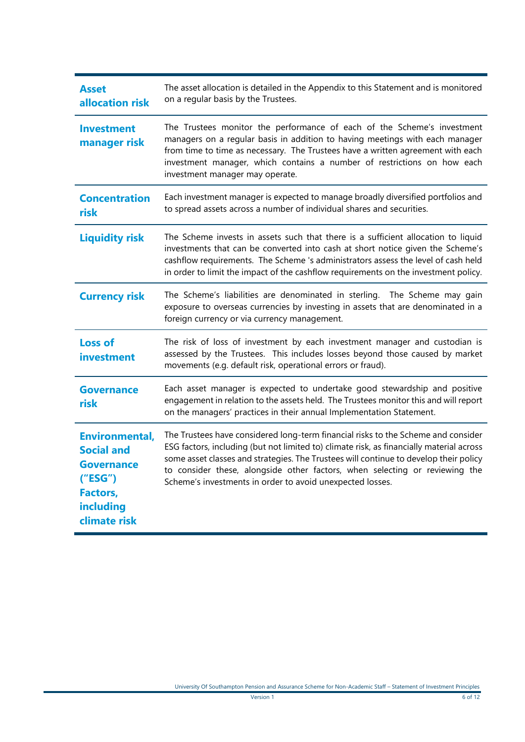| | |
|---|---|
| **Asset allocation risk** | The asset allocation is detailed in the Appendix to this Statement and is monitored on a regular basis by the Trustees. |
| **Investment manager risk** | The Trustees monitor the performance of each of the Scheme's investment managers on a regular basis in addition to having meetings with each manager from time to time as necessary. The Trustees have a written agreement with each investment manager, which contains a number of restrictions on how each investment manager may operate. |
| **Concentration risk** | Each investment manager is expected to manage broadly diversified portfolios and to spread assets across a number of individual shares and securities. |
| **Liquidity risk** | The Scheme invests in assets such that there is a sufficient allocation to liquid investments that can be converted into cash at short notice given the Scheme's cashflow requirements. The Scheme 's administrators assess the level of cash held in order to limit the impact of the cashflow requirements on the investment policy. |
| **Currency risk** | The Scheme's liabilities are denominated in sterling. The Scheme may gain exposure to overseas currencies by investing in assets that are denominated in a foreign currency or via currency management. |
| **Loss of investment** | The risk of loss of investment by each investment manager and custodian is assessed by the Trustees. This includes losses beyond those caused by market movements (e.g. default risk, operational errors or fraud). |
| **Governance risk** | Each asset manager is expected to undertake good stewardship and positive engagement in relation to the assets held. The Trustees monitor this and will report on the managers' practices in their annual Implementation Statement. |
| **Environmental, Social and Governance ("ESG") Factors, including climate risk** | The Trustees have considered long-term financial risks to the Scheme and consider ESG factors, including (but not limited to) climate risk, as financially material across some asset classes and strategies. The Trustees will continue to develop their policy to consider these, alongside other factors, when selecting or reviewing the Scheme's investments in order to avoid unexpected losses. |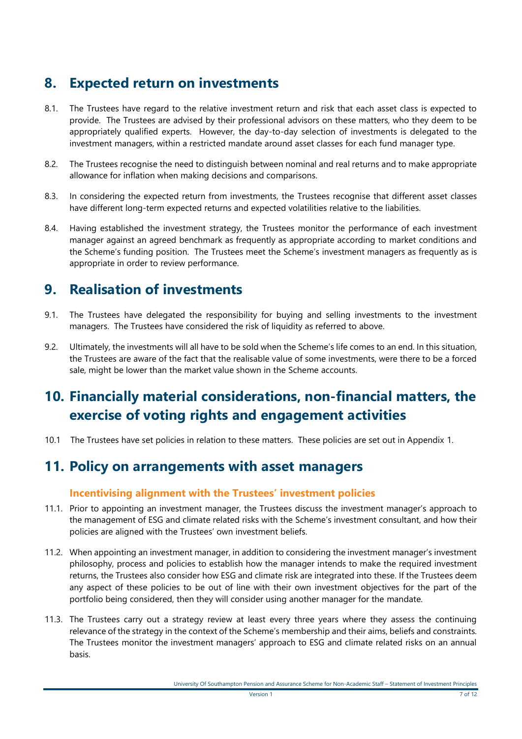## 8. Expected return on investments

8.1. The Trustees have regard to the relative investment return and risk that each asset class is expected to provide. The Trustees are advised by their professional advisors on these matters, who they deem to be appropriately qualified experts. However, the day-to-day selection of investments is delegated to the investment managers, within a restricted mandate around asset classes for each fund manager type.

8.2. The Trustees recognise the need to distinguish between nominal and real returns and to make appropriate allowance for inflation when making decisions and comparisons.

8.3. In considering the expected return from investments, the Trustees recognise that different asset classes have different long-term expected returns and expected volatilities relative to the liabilities.

8.4. Having established the investment strategy, the Trustees monitor the performance of each investment manager against an agreed benchmark as frequently as appropriate according to market conditions and the Scheme's funding position. The Trustees meet the Scheme's investment managers as frequently as is appropriate in order to review performance.

## 9. Realisation of investments

9.1. The Trustees have delegated the responsibility for buying and selling investments to the investment managers. The Trustees have considered the risk of liquidity as referred to above.

9.2. Ultimately, the investments will all have to be sold when the Scheme's life comes to an end. In this situation, the Trustees are aware of the fact that the realisable value of some investments, were there to be a forced sale, might be lower than the market value shown in the Scheme accounts.

## 10. Financially material considerations, non-financial matters, the exercise of voting rights and engagement activities

10.1 The Trustees have set policies in relation to these matters. These policies are set out in Appendix 1.

## 11. Policy on arrangements with asset managers

### Incentivising alignment with the Trustees' investment policies

11.1. Prior to appointing an investment manager, the Trustees discuss the investment manager's approach to the management of ESG and climate related risks with the Scheme's investment consultant, and how their policies are aligned with the Trustees' own investment beliefs.

11.2. When appointing an investment manager, in addition to considering the investment manager's investment philosophy, process and policies to establish how the manager intends to make the required investment returns, the Trustees also consider how ESG and climate risk are integrated into these. If the Trustees deem any aspect of these policies to be out of line with their own investment objectives for the part of the portfolio being considered, then they will consider using another manager for the mandate.

11.3. The Trustees carry out a strategy review at least every three years where they assess the continuing relevance of the strategy in the context of the Scheme's membership and their aims, beliefs and constraints. The Trustees monitor the investment managers' approach to ESG and climate related risks on an annual basis.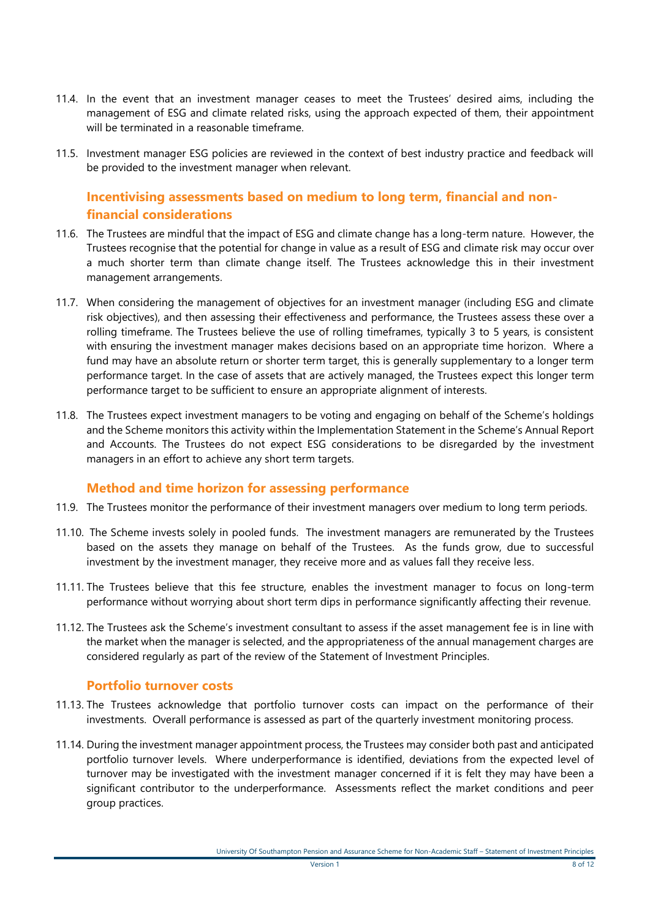11.4. In the event that an investment manager ceases to meet the Trustees' desired aims, including the management of ESG and climate related risks, using the approach expected of them, their appointment will be terminated in a reasonable timeframe.

11.5. Investment manager ESG policies are reviewed in the context of best industry practice and feedback will be provided to the investment manager when relevant.

### Incentivising assessments based on medium to long term, financial and non-financial considerations

11.6. The Trustees are mindful that the impact of ESG and climate change has a long-term nature. However, the Trustees recognise that the potential for change in value as a result of ESG and climate risk may occur over a much shorter term than climate change itself. The Trustees acknowledge this in their investment management arrangements.

11.7. When considering the management of objectives for an investment manager (including ESG and climate risk objectives), and then assessing their effectiveness and performance, the Trustees assess these over a rolling timeframe. The Trustees believe the use of rolling timeframes, typically 3 to 5 years, is consistent with ensuring the investment manager makes decisions based on an appropriate time horizon. Where a fund may have an absolute return or shorter term target, this is generally supplementary to a longer term performance target. In the case of assets that are actively managed, the Trustees expect this longer term performance target to be sufficient to ensure an appropriate alignment of interests.

11.8. The Trustees expect investment managers to be voting and engaging on behalf of the Scheme's holdings and the Scheme monitors this activity within the Implementation Statement in the Scheme's Annual Report and Accounts. The Trustees do not expect ESG considerations to be disregarded by the investment managers in an effort to achieve any short term targets.

### Method and time horizon for assessing performance

11.9. The Trustees monitor the performance of their investment managers over medium to long term periods.

11.10. The Scheme invests solely in pooled funds. The investment managers are remunerated by the Trustees based on the assets they manage on behalf of the Trustees. As the funds grow, due to successful investment by the investment manager, they receive more and as values fall they receive less.

11.11. The Trustees believe that this fee structure, enables the investment manager to focus on long-term performance without worrying about short term dips in performance significantly affecting their revenue.

11.12. The Trustees ask the Scheme's investment consultant to assess if the asset management fee is in line with the market when the manager is selected, and the appropriateness of the annual management charges are considered regularly as part of the review of the Statement of Investment Principles.

### Portfolio turnover costs

11.13. The Trustees acknowledge that portfolio turnover costs can impact on the performance of their investments. Overall performance is assessed as part of the quarterly investment monitoring process.

11.14. During the investment manager appointment process, the Trustees may consider both past and anticipated portfolio turnover levels. Where underperformance is identified, deviations from the expected level of turnover may be investigated with the investment manager concerned if it is felt they may have been a significant contributor to the underperformance. Assessments reflect the market conditions and peer group practices.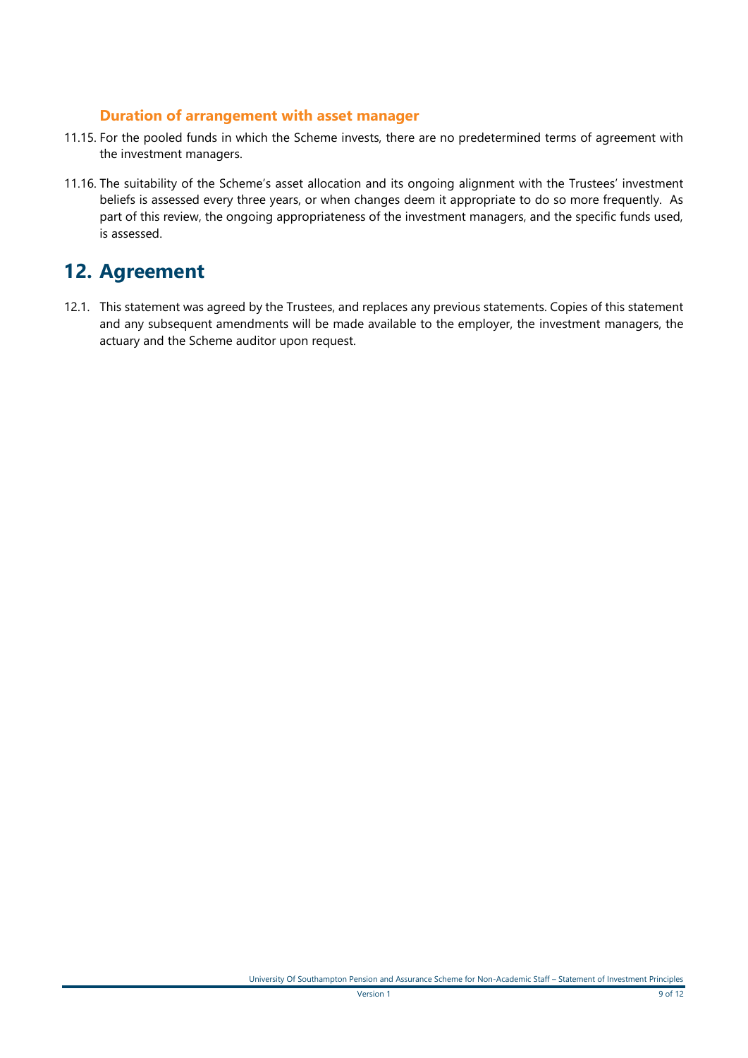### Duration of arrangement with asset manager

11.15. For the pooled funds in which the Scheme invests, there are no predetermined terms of agreement with the investment managers.

11.16. The suitability of the Scheme's asset allocation and its ongoing alignment with the Trustees' investment beliefs is assessed every three years, or when changes deem it appropriate to do so more frequently. As part of this review, the ongoing appropriateness of the investment managers, and the specific funds used, is assessed.

# 12. Agreement

12.1. This statement was agreed by the Trustees, and replaces any previous statements. Copies of this statement and any subsequent amendments will be made available to the employer, the investment managers, the actuary and the Scheme auditor upon request.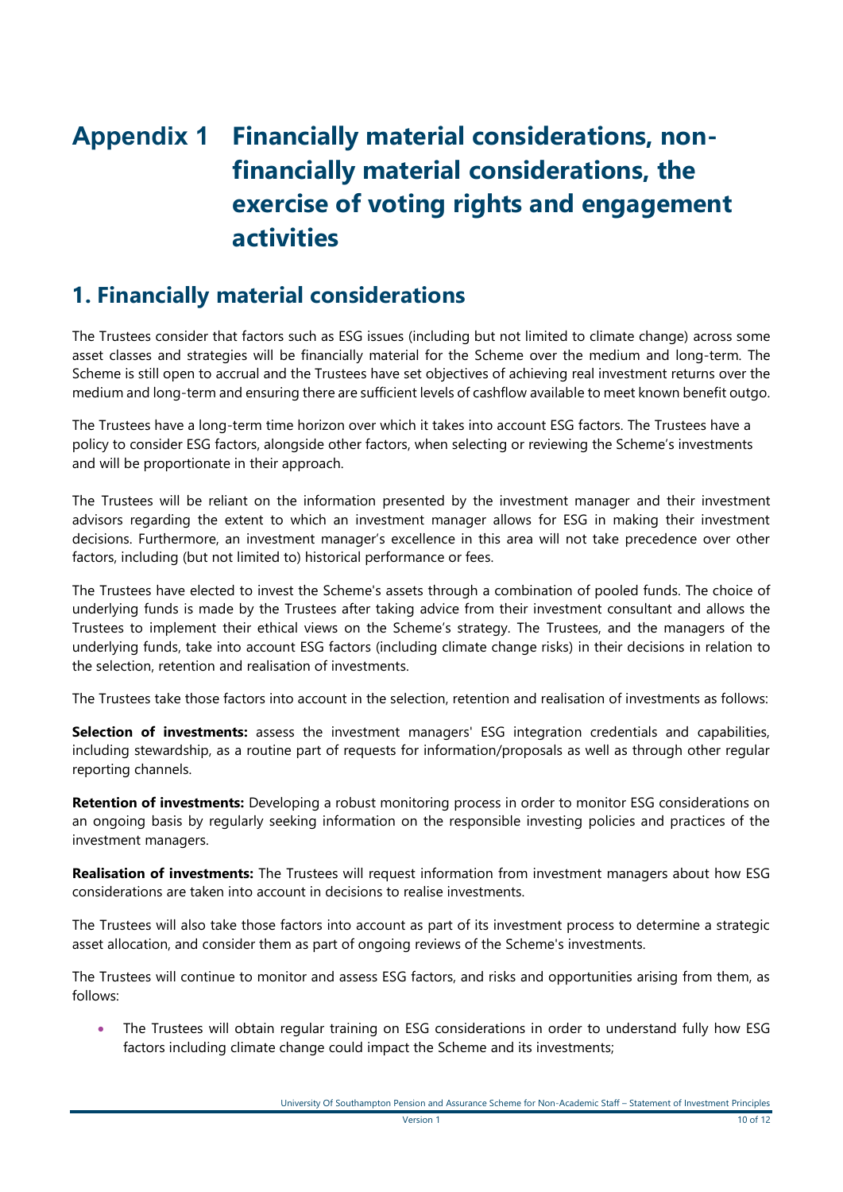# Appendix 1 Financially material considerations, non-financially material considerations, the exercise of voting rights and engagement activities

## 1. Financially material considerations

The Trustees consider that factors such as ESG issues (including but not limited to climate change) across some asset classes and strategies will be financially material for the Scheme over the medium and long-term. The Scheme is still open to accrual and the Trustees have set objectives of achieving real investment returns over the medium and long-term and ensuring there are sufficient levels of cashflow available to meet known benefit outgo.

The Trustees have a long-term time horizon over which it takes into account ESG factors. The Trustees have a policy to consider ESG factors, alongside other factors, when selecting or reviewing the Scheme's investments and will be proportionate in their approach.

The Trustees will be reliant on the information presented by the investment manager and their investment advisors regarding the extent to which an investment manager allows for ESG in making their investment decisions. Furthermore, an investment manager's excellence in this area will not take precedence over other factors, including (but not limited to) historical performance or fees.

The Trustees have elected to invest the Scheme's assets through a combination of pooled funds. The choice of underlying funds is made by the Trustees after taking advice from their investment consultant and allows the Trustees to implement their ethical views on the Scheme's strategy. The Trustees, and the managers of the underlying funds, take into account ESG factors (including climate change risks) in their decisions in relation to the selection, retention and realisation of investments.

The Trustees take those factors into account in the selection, retention and realisation of investments as follows:

**Selection of investments:** assess the investment managers' ESG integration credentials and capabilities, including stewardship, as a routine part of requests for information/proposals as well as through other regular reporting channels.

**Retention of investments:** Developing a robust monitoring process in order to monitor ESG considerations on an ongoing basis by regularly seeking information on the responsible investing policies and practices of the investment managers.

**Realisation of investments:** The Trustees will request information from investment managers about how ESG considerations are taken into account in decisions to realise investments.

The Trustees will also take those factors into account as part of its investment process to determine a strategic asset allocation, and consider them as part of ongoing reviews of the Scheme's investments.

The Trustees will continue to monitor and assess ESG factors, and risks and opportunities arising from them, as follows:

- The Trustees will obtain regular training on ESG considerations in order to understand fully how ESG factors including climate change could impact the Scheme and its investments;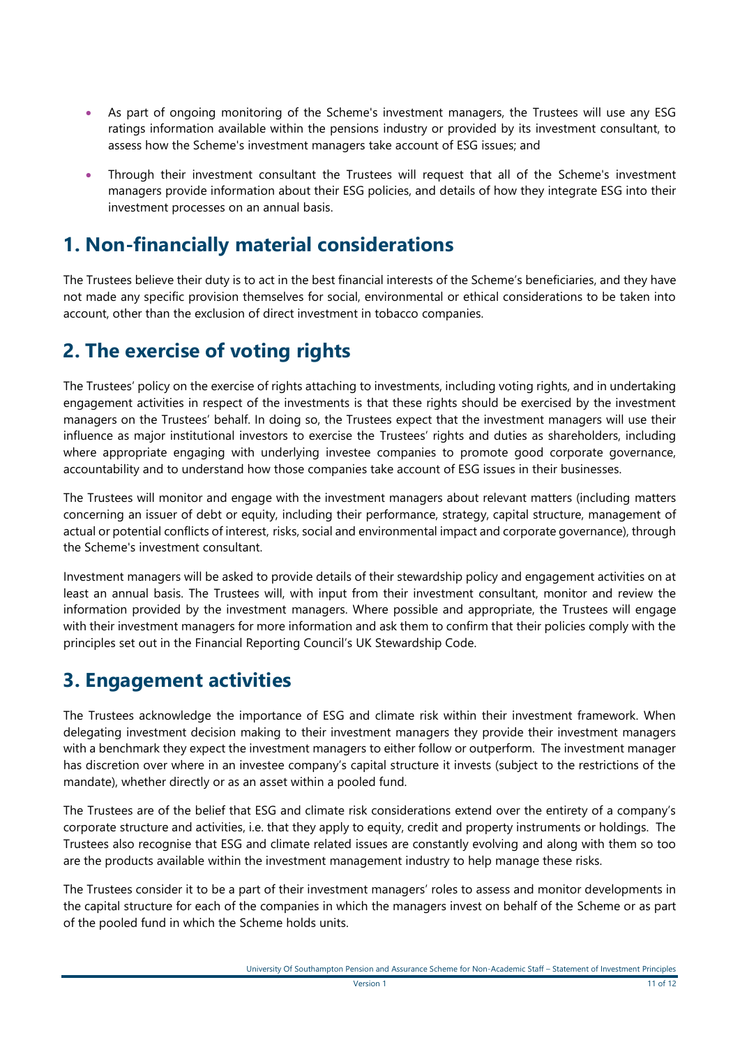- As part of ongoing monitoring of the Scheme's investment managers, the Trustees will use any ESG ratings information available within the pensions industry or provided by its investment consultant, to assess how the Scheme's investment managers take account of ESG issues; and
- Through their investment consultant the Trustees will request that all of the Scheme's investment managers provide information about their ESG policies, and details of how they integrate ESG into their investment processes on an annual basis.

## 1. Non-financially material considerations

The Trustees believe their duty is to act in the best financial interests of the Scheme's beneficiaries, and they have not made any specific provision themselves for social, environmental or ethical considerations to be taken into account, other than the exclusion of direct investment in tobacco companies.

## 2. The exercise of voting rights

The Trustees' policy on the exercise of rights attaching to investments, including voting rights, and in undertaking engagement activities in respect of the investments is that these rights should be exercised by the investment managers on the Trustees' behalf. In doing so, the Trustees expect that the investment managers will use their influence as major institutional investors to exercise the Trustees' rights and duties as shareholders, including where appropriate engaging with underlying investee companies to promote good corporate governance, accountability and to understand how those companies take account of ESG issues in their businesses.

The Trustees will monitor and engage with the investment managers about relevant matters (including matters concerning an issuer of debt or equity, including their performance, strategy, capital structure, management of actual or potential conflicts of interest, risks, social and environmental impact and corporate governance), through the Scheme's investment consultant.

Investment managers will be asked to provide details of their stewardship policy and engagement activities on at least an annual basis. The Trustees will, with input from their investment consultant, monitor and review the information provided by the investment managers. Where possible and appropriate, the Trustees will engage with their investment managers for more information and ask them to confirm that their policies comply with the principles set out in the Financial Reporting Council's UK Stewardship Code.

## 3. Engagement activities

The Trustees acknowledge the importance of ESG and climate risk within their investment framework. When delegating investment decision making to their investment managers they provide their investment managers with a benchmark they expect the investment managers to either follow or outperform. The investment manager has discretion over where in an investee company's capital structure it invests (subject to the restrictions of the mandate), whether directly or as an asset within a pooled fund.

The Trustees are of the belief that ESG and climate risk considerations extend over the entirety of a company's corporate structure and activities, i.e. that they apply to equity, credit and property instruments or holdings. The Trustees also recognise that ESG and climate related issues are constantly evolving and along with them so too are the products available within the investment management industry to help manage these risks.

The Trustees consider it to be a part of their investment managers' roles to assess and monitor developments in the capital structure for each of the companies in which the managers invest on behalf of the Scheme or as part of the pooled fund in which the Scheme holds units.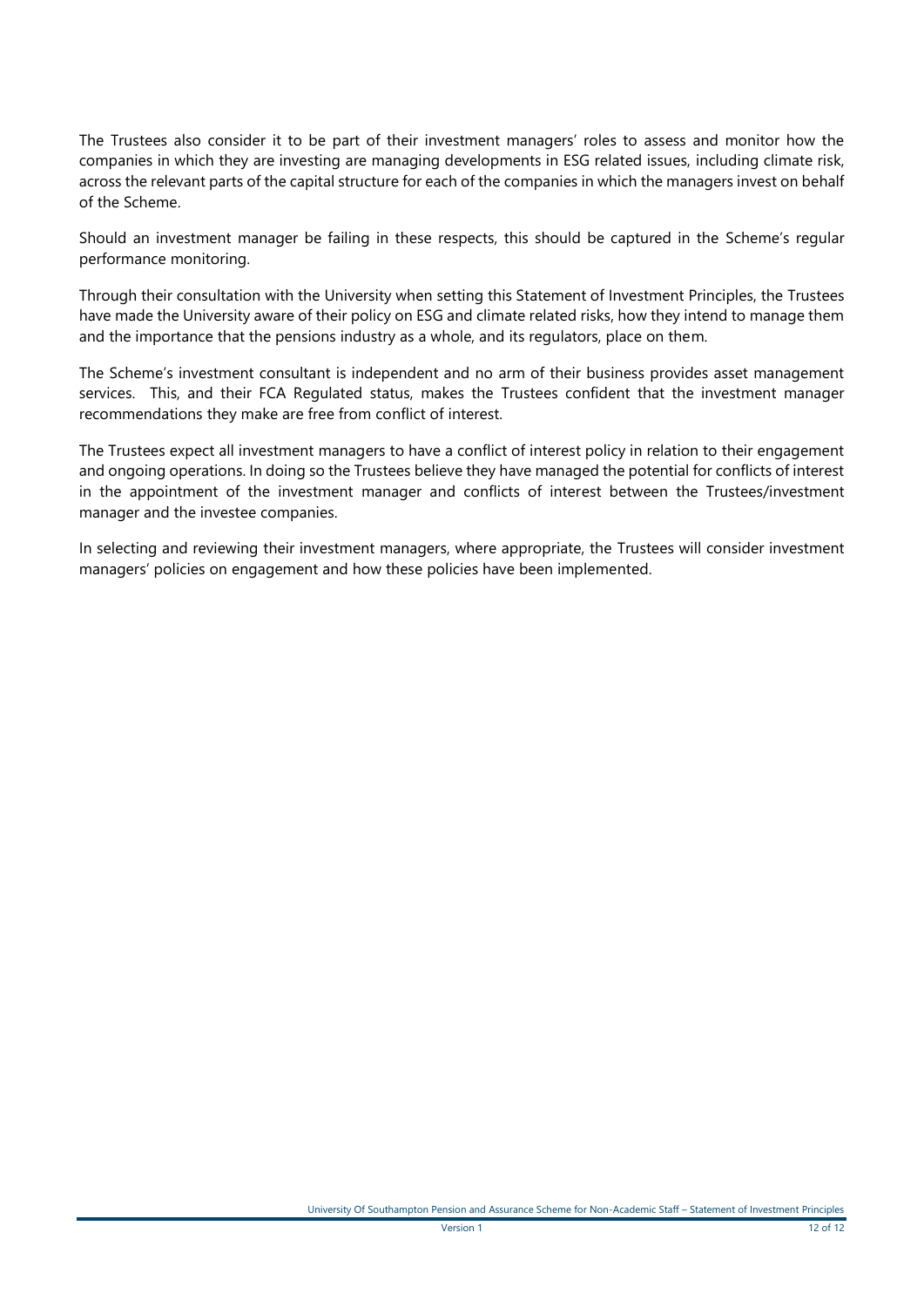The Trustees also consider it to be part of their investment managers' roles to assess and monitor how the companies in which they are investing are managing developments in ESG related issues, including climate risk, across the relevant parts of the capital structure for each of the companies in which the managers invest on behalf of the Scheme.

Should an investment manager be failing in these respects, this should be captured in the Scheme's regular performance monitoring.

Through their consultation with the University when setting this Statement of Investment Principles, the Trustees have made the University aware of their policy on ESG and climate related risks, how they intend to manage them and the importance that the pensions industry as a whole, and its regulators, place on them.

The Scheme's investment consultant is independent and no arm of their business provides asset management services. This, and their FCA Regulated status, makes the Trustees confident that the investment manager recommendations they make are free from conflict of interest.

The Trustees expect all investment managers to have a conflict of interest policy in relation to their engagement and ongoing operations. In doing so the Trustees believe they have managed the potential for conflicts of interest in the appointment of the investment manager and conflicts of interest between the Trustees/investment manager and the investee companies.

In selecting and reviewing their investment managers, where appropriate, the Trustees will consider investment managers' policies on engagement and how these policies have been implemented.